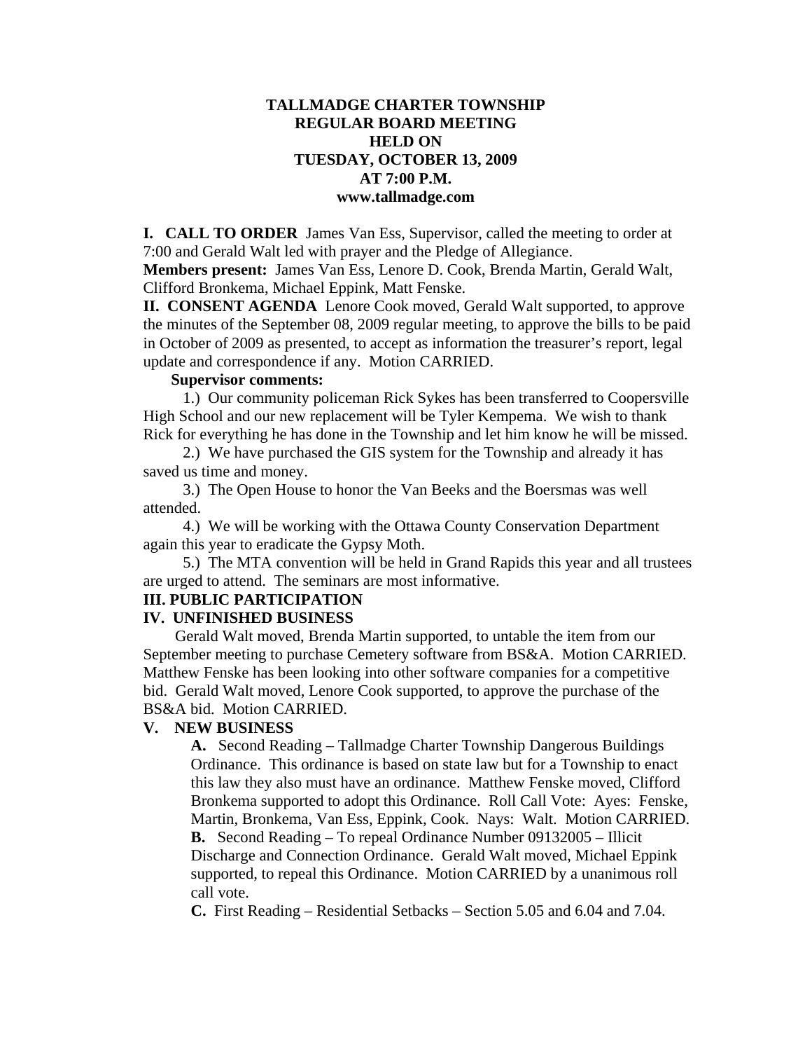# TALLMADGE CHARTER TOWNSHIP
## REGULAR BOARD MEETING
## HELD ON
## TUESDAY, OCTOBER 13, 2009
## AT 7:00 P.M.
## www.tallmadge.com

**I. CALL TO ORDER** James Van Ess, Supervisor, called the meeting to order at 7:00 and Gerald Walt led with prayer and the Pledge of Allegiance.

**Members present:** James Van Ess, Lenore D. Cook, Brenda Martin, Gerald Walt, Clifford Bronkema, Michael Eppink, Matt Fenske.

**II. CONSENT AGENDA** Lenore Cook moved, Gerald Walt supported, to approve the minutes of the September 08, 2009 regular meeting, to approve the bills to be paid in October of 2009 as presented, to accept as information the treasurer's report, legal update and correspondence if any. Motion CARRIED.

**Supervisor comments:**

1.) Our community policeman Rick Sykes has been transferred to Coopersville High School and our new replacement will be Tyler Kempema. We wish to thank Rick for everything he has done in the Township and let him know he will be missed.

2.) We have purchased the GIS system for the Township and already it has saved us time and money.

3.) The Open House to honor the Van Beeks and the Boersmas was well attended.

4.) We will be working with the Ottawa County Conservation Department again this year to eradicate the Gypsy Moth.

5.) The MTA convention will be held in Grand Rapids this year and all trustees are urged to attend. The seminars are most informative.

**III. PUBLIC PARTICIPATION**

**IV. UNFINISHED BUSINESS**

Gerald Walt moved, Brenda Martin supported, to untable the item from our September meeting to purchase Cemetery software from BS&A. Motion CARRIED. Matthew Fenske has been looking into other software companies for a competitive bid. Gerald Walt moved, Lenore Cook supported, to approve the purchase of the BS&A bid. Motion CARRIED.

**V. NEW BUSINESS**

**A.** Second Reading – Tallmadge Charter Township Dangerous Buildings Ordinance. This ordinance is based on state law but for a Township to enact this law they also must have an ordinance. Matthew Fenske moved, Clifford Bronkema supported to adopt this Ordinance. Roll Call Vote: Ayes: Fenske, Martin, Bronkema, Van Ess, Eppink, Cook. Nays: Walt. Motion CARRIED.

**B.** Second Reading – To repeal Ordinance Number 09132005 – Illicit Discharge and Connection Ordinance. Gerald Walt moved, Michael Eppink supported, to repeal this Ordinance. Motion CARRIED by a unanimous roll call vote.

**C.** First Reading – Residential Setbacks – Section 5.05 and 6.04 and 7.04.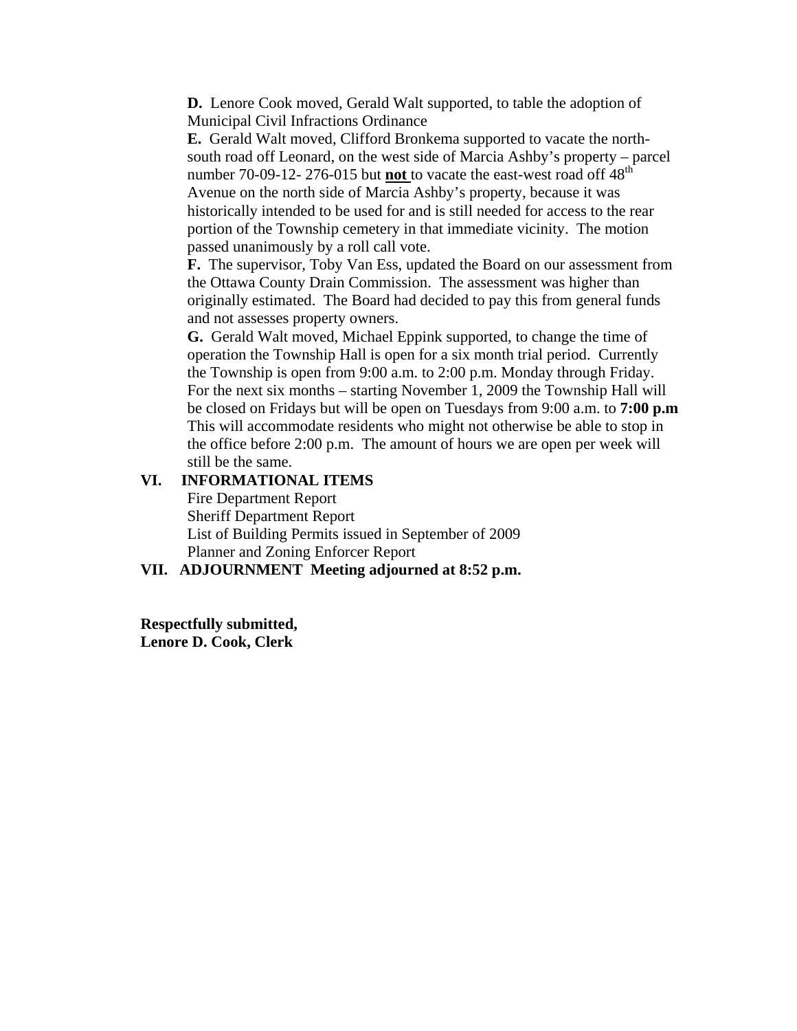**D.** Lenore Cook moved, Gerald Walt supported, to table the adoption of Municipal Civil Infractions Ordinance

**E.** Gerald Walt moved, Clifford Bronkema supported to vacate the north-south road off Leonard, on the west side of Marcia Ashby's property – parcel number 70-09-12- 276-015 but **not** to vacate the east-west road off 48th Avenue on the north side of Marcia Ashby's property, because it was historically intended to be used for and is still needed for access to the rear portion of the Township cemetery in that immediate vicinity. The motion passed unanimously by a roll call vote.

**F.** The supervisor, Toby Van Ess, updated the Board on our assessment from the Ottawa County Drain Commission. The assessment was higher than originally estimated. The Board had decided to pay this from general funds and not assesses property owners.

**G.** Gerald Walt moved, Michael Eppink supported, to change the time of operation the Township Hall is open for a six month trial period. Currently the Township is open from 9:00 a.m. to 2:00 p.m. Monday through Friday. For the next six months – starting November 1, 2009 the Township Hall will be closed on Fridays but will be open on Tuesdays from 9:00 a.m. to **7:00 p.m** This will accommodate residents who might not otherwise be able to stop in the office before 2:00 p.m. The amount of hours we are open per week will still be the same.

## VI. INFORMATIONAL ITEMS

Fire Department Report
Sheriff Department Report
List of Building Permits issued in September of 2009
Planner and Zoning Enforcer Report

## VII. ADJOURNMENT Meeting adjourned at 8:52 p.m.

**Respectfully submitted,**
**Lenore D. Cook, Clerk**